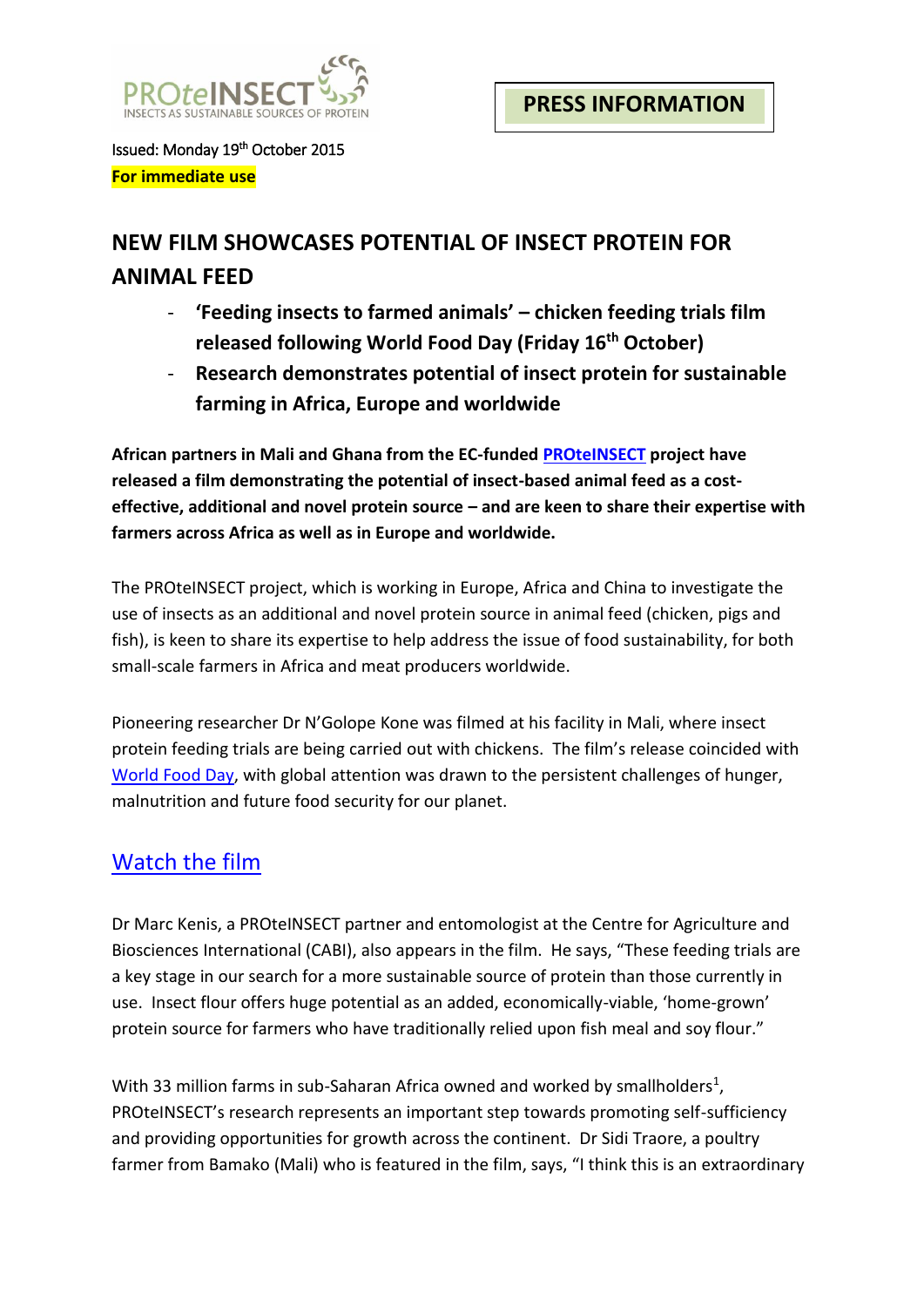PROteINSECT
INSECTS AS SUSTAINABLE SOURCES OF PROTEIN

**PRESS INFORMATION**

Issued: Monday 19th October 2015
**For immediate use**

## NEW FILM SHOWCASES POTENTIAL OF INSECT PROTEIN FOR ANIMAL FEED

- **'Feeding insects to farmed animals' – chicken feeding trials film released following World Food Day (Friday 16th October)**
- **Research demonstrates potential of insect protein for sustainable farming in Africa, Europe and worldwide**

**African partners in Mali and Ghana from the EC-funded PROteINSECT project have released a film demonstrating the potential of insect-based animal feed as a cost-effective, additional and novel protein source – and are keen to share their expertise with farmers across Africa as well as in Europe and worldwide.**

The PROteINSECT project, which is working in Europe, Africa and China to investigate the use of insects as an additional and novel protein source in animal feed (chicken, pigs and fish), is keen to share its expertise to help address the issue of food sustainability, for both small-scale farmers in Africa and meat producers worldwide.

Pioneering researcher Dr N'Golope Kone was filmed at his facility in Mali, where insect protein feeding trials are being carried out with chickens. The film's release coincided with World Food Day, with global attention was drawn to the persistent challenges of hunger, malnutrition and future food security for our planet.

## Watch the film

Dr Marc Kenis, a PROteINSECT partner and entomologist at the Centre for Agriculture and Biosciences International (CABI), also appears in the film. He says, "These feeding trials are a key stage in our search for a more sustainable source of protein than those currently in use. Insect flour offers huge potential as an added, economically-viable, 'home-grown' protein source for farmers who have traditionally relied upon fish meal and soy flour."

With 33 million farms in sub-Saharan Africa owned and worked by smallholders[1], PROteINSECT's research represents an important step towards promoting self-sufficiency and providing opportunities for growth across the continent. Dr Sidi Traore, a poultry farmer from Bamako (Mali) who is featured in the film, says, "I think this is an extraordinary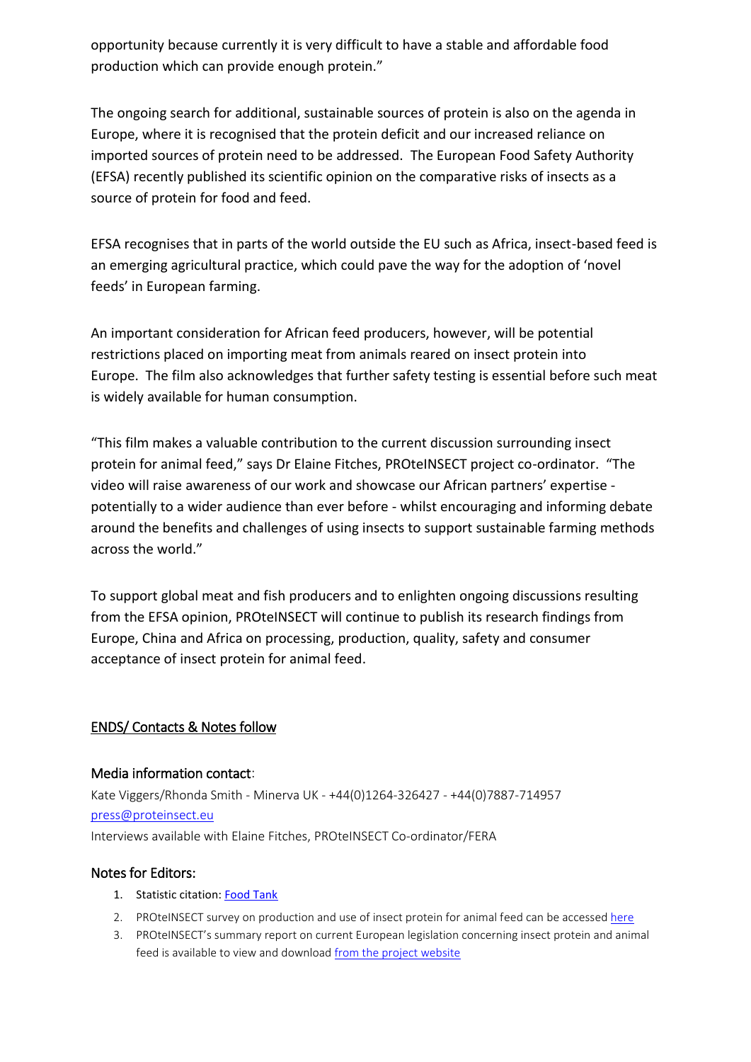opportunity because currently it is very difficult to have a stable and affordable food production which can provide enough protein."

The ongoing search for additional, sustainable sources of protein is also on the agenda in Europe, where it is recognised that the protein deficit and our increased reliance on imported sources of protein need to be addressed. The European Food Safety Authority (EFSA) recently published its scientific opinion on the comparative risks of insects as a source of protein for food and feed.

EFSA recognises that in parts of the world outside the EU such as Africa, insect-based feed is an emerging agricultural practice, which could pave the way for the adoption of 'novel feeds' in European farming.

An important consideration for African feed producers, however, will be potential restrictions placed on importing meat from animals reared on insect protein into Europe. The film also acknowledges that further safety testing is essential before such meat is widely available for human consumption.

"This film makes a valuable contribution to the current discussion surrounding insect protein for animal feed," says Dr Elaine Fitches, PROteINSECT project co-ordinator. "The video will raise awareness of our work and showcase our African partners' expertise - potentially to a wider audience than ever before - whilst encouraging and informing debate around the benefits and challenges of using insects to support sustainable farming methods across the world."

To support global meat and fish producers and to enlighten ongoing discussions resulting from the EFSA opinion, PROteINSECT will continue to publish its research findings from Europe, China and Africa on processing, production, quality, safety and consumer acceptance of insect protein for animal feed.

ENDS/ Contacts & Notes follow

**Media information contact**:

Kate Viggers/Rhonda Smith - Minerva UK - +44(0)1264-326427 - +44(0)7887-714957
press@proteinsect.eu
Interviews available with Elaine Fitches, PROteINSECT Co-ordinator/FERA

**Notes for Editors:**

1. Statistic citation: Food Tank
2. PROteINSECT survey on production and use of insect protein for animal feed can be accessed here
3. PROteINSECT's summary report on current European legislation concerning insect protein and animal feed is available to view and download from the project website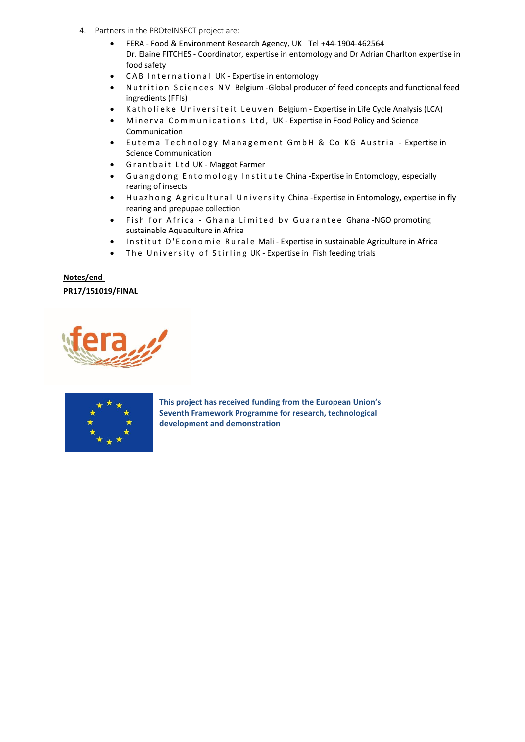4. Partners in the PROteINSECT project are:
    - FERA - Food & Environment Research Agency, UK Tel +44-1904-462564
      Dr. Elaine FITCHES - Coordinator, expertise in entomology and Dr Adrian Charlton expertise in food safety
    - CAB International UK - Expertise in entomology
    - Nutrition Sciences NV Belgium -Global producer of feed concepts and functional feed ingredients (FFIs)
    - Katholieke Universiteit Leuven Belgium - Expertise in Life Cycle Analysis (LCA)
    - Minerva Communications Ltd, UK - Expertise in Food Policy and Science Communication
    - Eutema Technology Management GmbH & Co KG Austria - Expertise in Science Communication
    - Grantbait Ltd UK - Maggot Farmer
    - Guangdong Entomology Institute China -Expertise in Entomology, especially rearing of insects
    - Huazhong Agricultural University China -Expertise in Entomology, expertise in fly rearing and prepupae collection
    - Fish for Africa - Ghana Limited by Guarantee Ghana -NGO promoting sustainable Aquaculture in Africa
    - Institut D'Economie Rurale Mali - Expertise in sustainable Agriculture in Africa
    - The University of Stirling UK - Expertise in Fish feeding trials

**Notes/end**

**PR17/151019/FINAL**

**This project has received funding from the European Union's Seventh Framework Programme for research, technological development and demonstration**